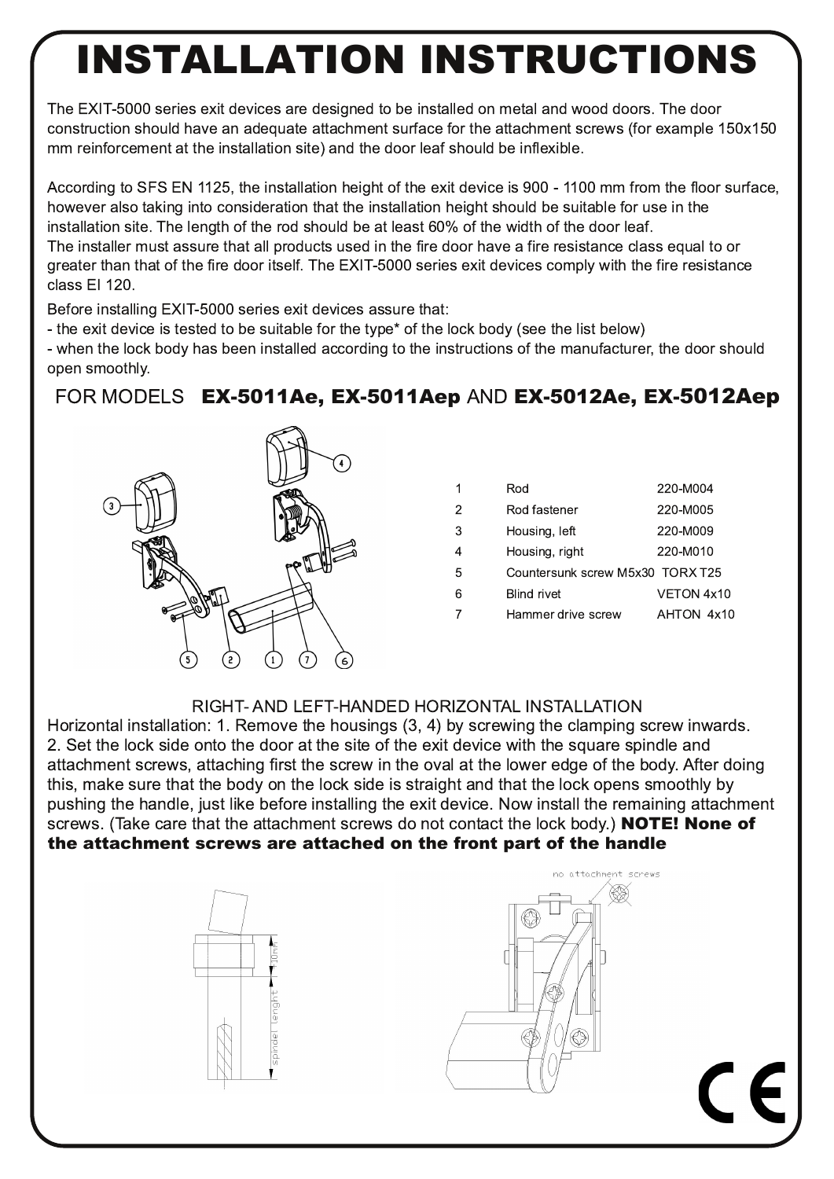# INSTALLATION INSTRUCTIONS

The EXIT-5000 series exit devices are designed to be installed on metal and wood doors. The door construction should have an adequate attachment surface for the attachment screws (for example 150x150 mm reinforcement at the installation site) and the door leaf should be inflexible.

According to SFS EN 1125, the installation height of the exit device is 900 - 1100 mm from the floor surface, however also taking into consideration that the installation height should be suitable for use in the installation site. The length of the rod should be at least 60% of the width of the door leaf.
The installer must assure that all products used in the fire door have a fire resistance class equal to or greater than that of the fire door itself. The EXIT-5000 series exit devices comply with the fire resistance class EI 120.

Before installing EXIT-5000 series exit devices assure that:
- the exit device is tested to be suitable for the type* of the lock body (see the list below)
- when the lock body has been installed according to the instructions of the manufacturer, the door should open smoothly.

## FOR MODELS **EX-5011Ae, EX-5011Aep** AND **EX-5012Ae, EX-5012Aep**

| | | |
|---|---|---|
| 1 | Rod | 220-M004 |
| 2 | Rod fastener | 220-M005 |
| 3 | Housing, left | 220-M009 |
| 4 | Housing, right | 220-M010 |
| 5 | Countersunk screw M5x30 | TORX T25 |
| 6 | Blind rivet | VETON 4x10 |
| 7 | Hammer drive screw | AHTON 4x10 |

### RIGHT- AND LEFT-HANDED HORIZONTAL INSTALLATION

Horizontal installation: 1. Remove the housings (3, 4) by screwing the clamping screw inwards.
2. Set the lock side onto the door at the site of the exit device with the square spindle and attachment screws, attaching first the screw in the oval at the lower edge of the body. After doing this, make sure that the body on the lock side is straight and that the lock opens smoothly by pushing the handle, just like before installing the exit device. Now install the remaining attachment screws. (Take care that the attachment screws do not contact the lock body.) **NOTE! None of the attachment screws are attached on the front part of the handle**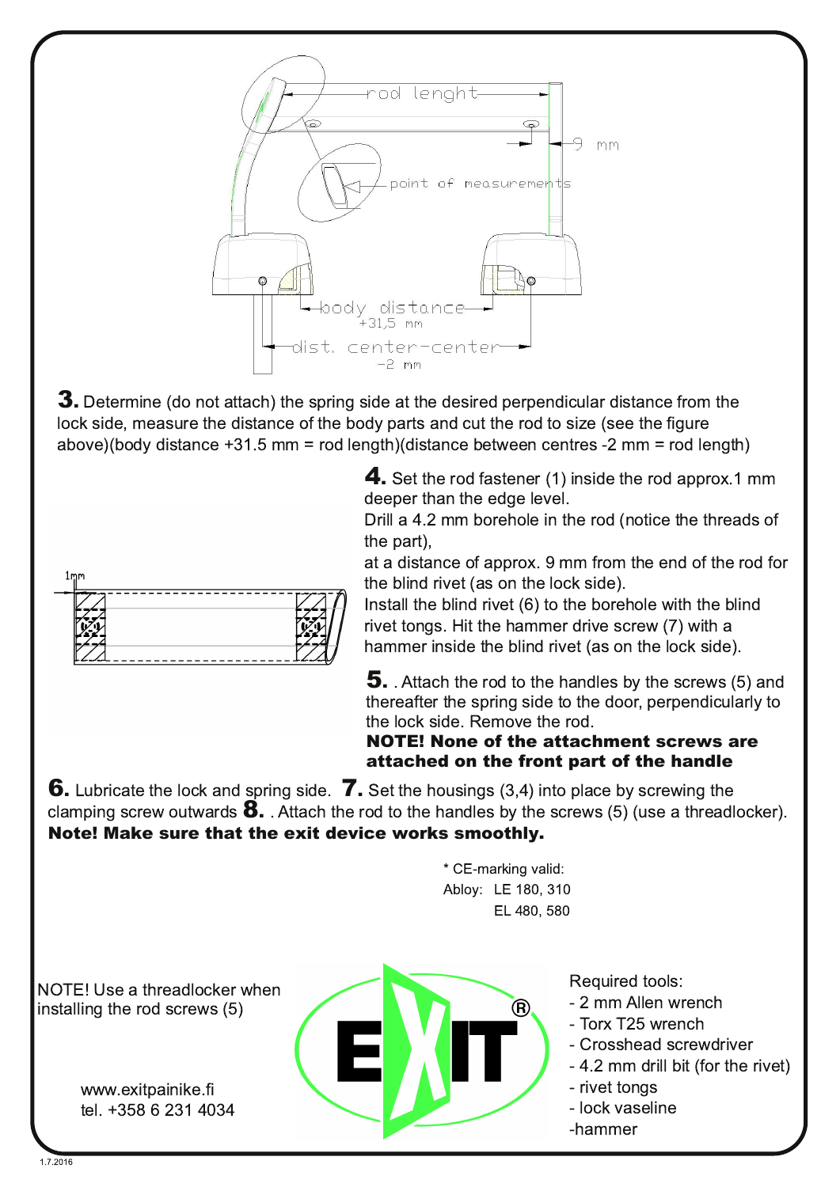rod lenght

9 mm

point of measurements

body distance
+31,5 mm

dist. center-center
-2 mm

**3.** Determine (do not attach) the spring side at the desired perpendicular distance from the lock side, measure the distance of the body parts and cut the rod to size (see the figure above)(body distance +31.5 mm = rod length)(distance between centres -2 mm = rod length)

1mm

**4.** Set the rod fastener (1) inside the rod approx.1 mm deeper than the edge level.
Drill a 4.2 mm borehole in the rod (notice the threads of the part),
at a distance of approx. 9 mm from the end of the rod for the blind rivet (as on the lock side).
Install the blind rivet (6) to the borehole with the blind rivet tongs. Hit the hammer drive screw (7) with a hammer inside the blind rivet (as on the lock side).

**5.** . Attach the rod to the handles by the screws (5) and thereafter the spring side to the door, perpendicularly to the lock side. Remove the rod.
**NOTE! None of the attachment screws are attached on the front part of the handle**

**6.** Lubricate the lock and spring side. **7.** Set the housings (3,4) into place by screwing the clamping screw outwards **8.** . Attach the rod to the handles by the screws (5) (use a threadlocker).
**Note! Make sure that the exit device works smoothly.**

\* CE-marking valid:
Abloy: LE 180, 310
EL 480, 580

NOTE! Use a threadlocker when installing the rod screws (5)

www.exitpainike.fi
tel. +358 6 231 4034

EXIT®

Required tools:
- 2 mm Allen wrench
- Torx T25 wrench
- Crosshead screwdriver
- 4.2 mm drill bit (for the rivet)
- rivet tongs
- lock vaseline
-hammer

1.7.2016